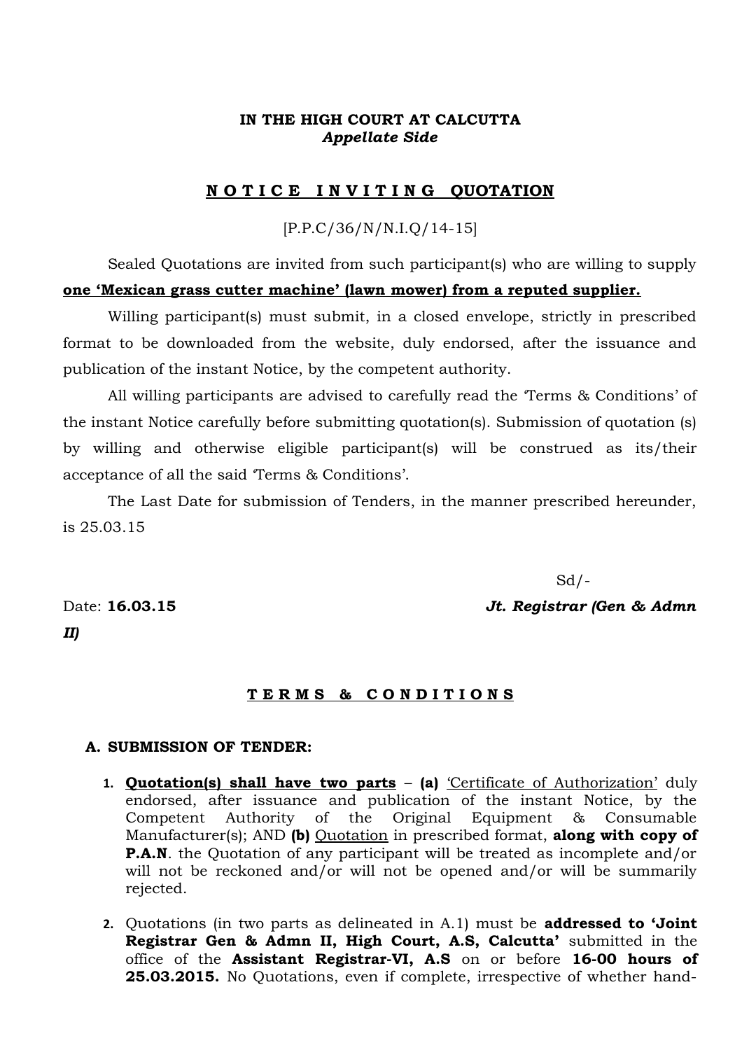**IN THE HIGH COURT AT CALCUTTA**
***Appellate Side***

**N O T I C E I N V I T I N G QUOTATION**

[P.P.C/36/N/N.I.Q/14-15]

Sealed Quotations are invited from such participant(s) who are willing to supply **one 'Mexican grass cutter machine' (lawn mower) from a reputed supplier.**

Willing participant(s) must submit, in a closed envelope, strictly in prescribed format to be downloaded from the website, duly endorsed, after the issuance and publication of the instant Notice, by the competent authority.

All willing participants are advised to carefully read the 'Terms & Conditions' of the instant Notice carefully before submitting quotation(s). Submission of quotation (s) by willing and otherwise eligible participant(s) will be construed as its/their acceptance of all the said 'Terms & Conditions'.

The Last Date for submission of Tenders, in the manner prescribed hereunder, is 25.03.15

Sd/-

Date: **16.03.15** ***Jt. Registrar (Gen & Admn II)***

**T E R M S & C O N D I T I O N S**

**A. SUBMISSION OF TENDER:**

1. **Quotation(s) shall have two parts** – **(a)** 'Certificate of Authorization' duly endorsed, after issuance and publication of the instant Notice, by the Competent Authority of the Original Equipment & Consumable Manufacturer(s); AND **(b)** Quotation in prescribed format, **along with copy of P.A.N**. the Quotation of any participant will be treated as incomplete and/or will not be reckoned and/or will not be opened and/or will be summarily rejected.

2. Quotations (in two parts as delineated in A.1) must be **addressed to 'Joint Registrar Gen & Admn II, High Court, A.S, Calcutta'** submitted in the office of the **Assistant Registrar-VI, A.S** on or before **16-00 hours of 25.03.2015.** No Quotations, even if complete, irrespective of whether hand-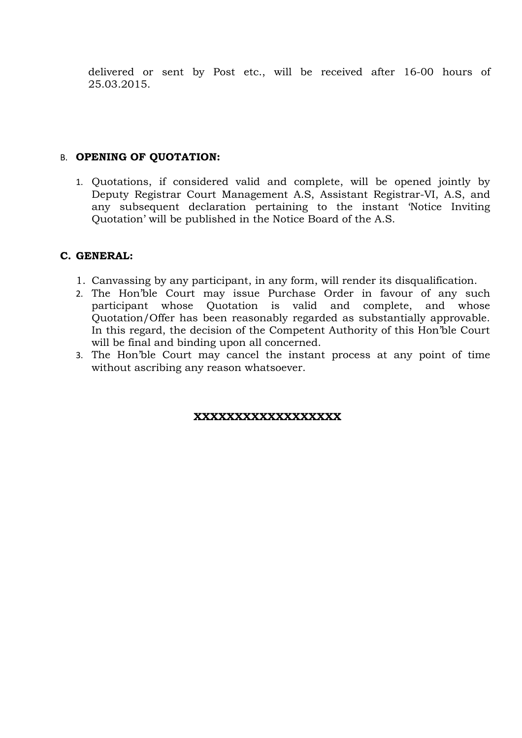delivered or sent by Post etc., will be received after 16-00 hours of 25.03.2015.

B. **OPENING OF QUOTATION:**

1. Quotations, if considered valid and complete, will be opened jointly by Deputy Registrar Court Management A.S, Assistant Registrar-VI, A.S, and any subsequent declaration pertaining to the instant 'Notice Inviting Quotation' will be published in the Notice Board of the A.S.

**C. GENERAL:**

1. Canvassing by any participant, in any form, will render its disqualification.
2. The Hon'ble Court may issue Purchase Order in favour of any such participant whose Quotation is valid and complete, and whose Quotation/Offer has been reasonably regarded as substantially approvable. In this regard, the decision of the Competent Authority of this Hon'ble Court will be final and binding upon all concerned.
3. The Hon'ble Court may cancel the instant process at any point of time without ascribing any reason whatsoever.

**XXXXXXXXXXXXXXXXXX**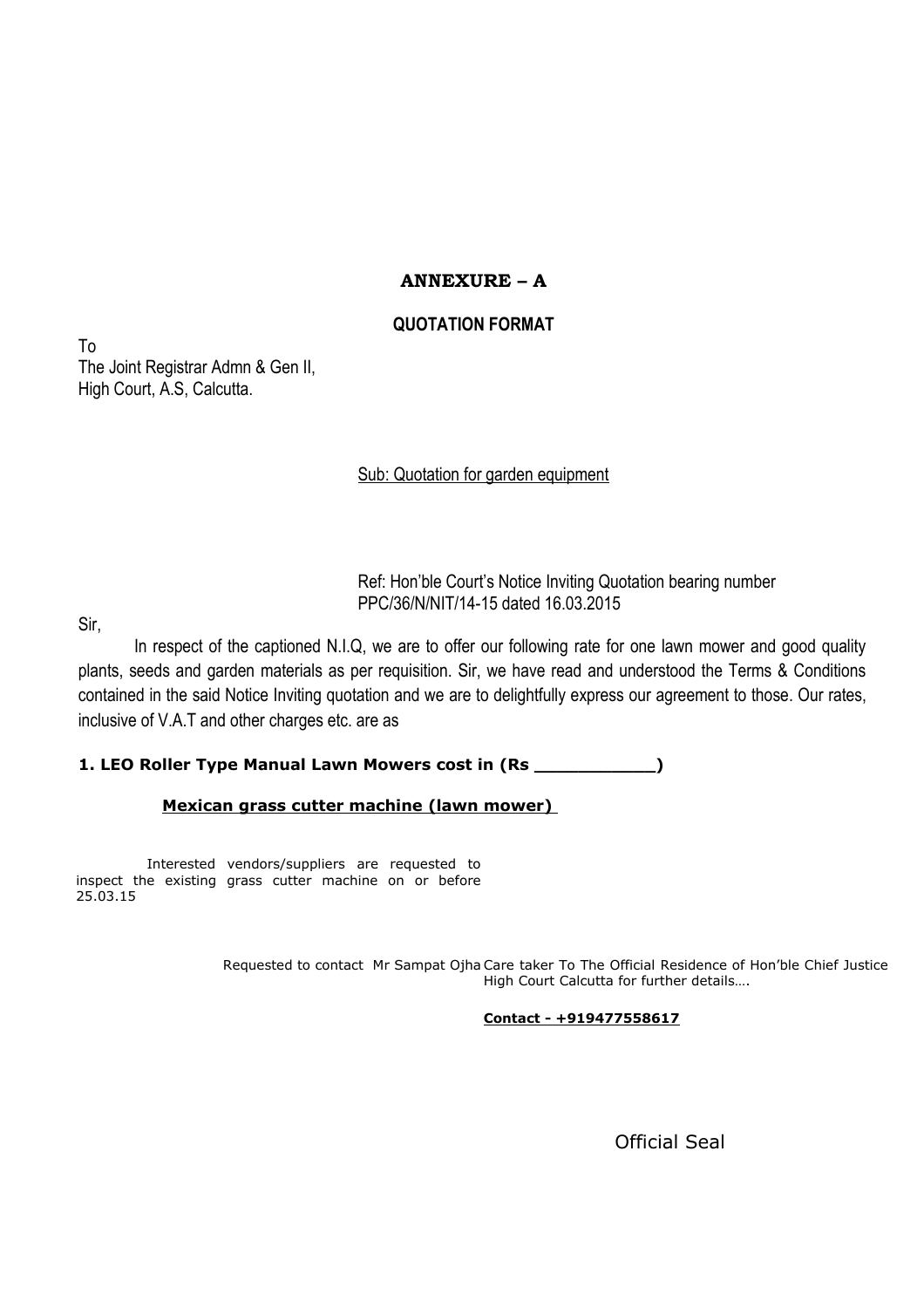## ANNEXURE – A

### QUOTATION FORMAT

To
The Joint Registrar Admn & Gen II,
High Court, A.S, Calcutta.

Sub: Quotation for garden equipment

Ref: Hon'ble Court's Notice Inviting Quotation bearing number PPC/36/N/NIT/14-15 dated 16.03.2015

Sir,

In respect of the captioned N.I.Q, we are to offer our following rate for one lawn mower and good quality plants, seeds and garden materials as per requisition. Sir, we have read and understood the Terms & Conditions contained in the said Notice Inviting quotation and we are to delightfully express our agreement to those. Our rates, inclusive of V.A.T and other charges etc. are as

**1. LEO Roller Type Manual Lawn Mowers cost in (Rs ___________)**

**Mexican grass cutter machine (lawn mower)**

Interested vendors/suppliers are requested to inspect the existing grass cutter machine on or before 25.03.15

Requested to contact Mr Sampat Ojha Care taker To The Official Residence of Hon'ble Chief Justice High Court Calcutta for further details….

**Contact - +919477558617**

Official Seal